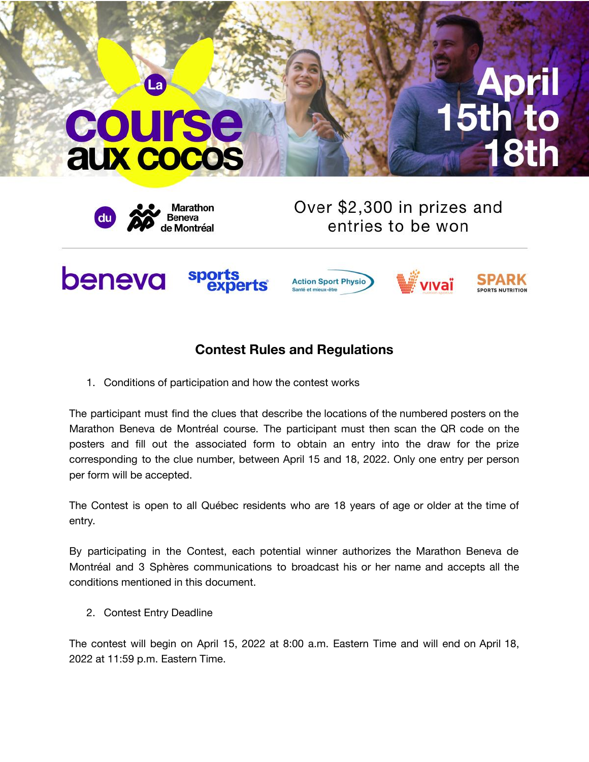La course aux cocos

April 15th to 18th

du Marathon Beneva de Montréal

Over $2,300 in prizes and entries to be won

beneva | sports experts | Action Sport Physio Santé et mieux-être | vivai | SPARK SPORTS NUTRITION

## Contest Rules and Regulations

1. Conditions of participation and how the contest works

The participant must find the clues that describe the locations of the numbered posters on the Marathon Beneva de Montréal course. The participant must then scan the QR code on the posters and fill out the associated form to obtain an entry into the draw for the prize corresponding to the clue number, between April 15 and 18, 2022. Only one entry per person per form will be accepted.

The Contest is open to all Québec residents who are 18 years of age or older at the time of entry.

By participating in the Contest, each potential winner authorizes the Marathon Beneva de Montréal and 3 Sphères communications to broadcast his or her name and accepts all the conditions mentioned in this document.

2. Contest Entry Deadline

The contest will begin on April 15, 2022 at 8:00 a.m. Eastern Time and will end on April 18, 2022 at 11:59 p.m. Eastern Time.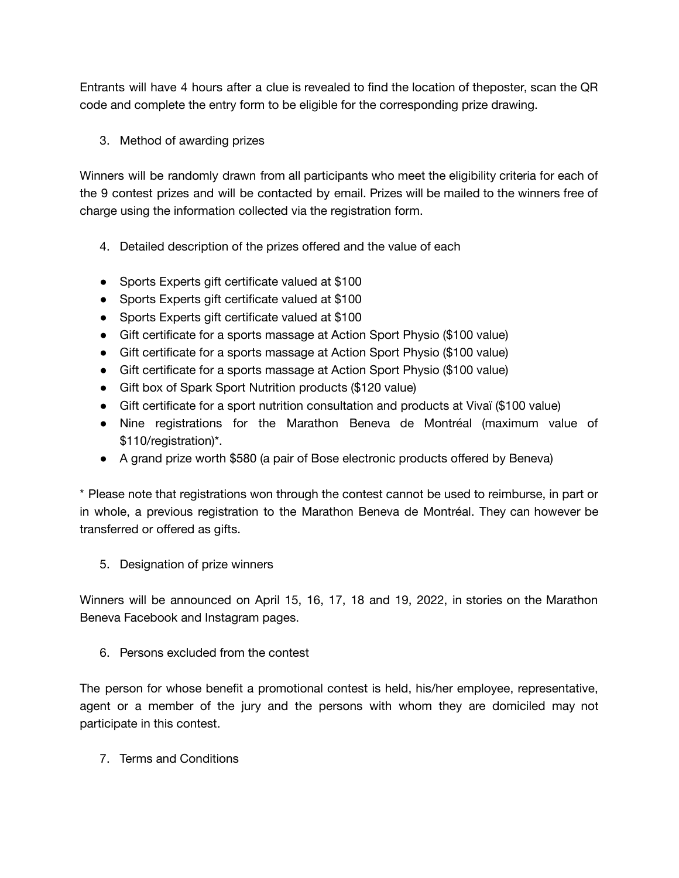Entrants will have 4 hours after a clue is revealed to find the location of theposter, scan the QR code and complete the entry form to be eligible for the corresponding prize drawing.

3. Method of awarding prizes

Winners will be randomly drawn from all participants who meet the eligibility criteria for each of the 9 contest prizes and will be contacted by email. Prizes will be mailed to the winners free of charge using the information collected via the registration form.

4. Detailed description of the prizes offered and the value of each

- Sports Experts gift certificate valued at $100
- Sports Experts gift certificate valued at $100
- Sports Experts gift certificate valued at $100
- Gift certificate for a sports massage at Action Sport Physio ($100 value)
- Gift certificate for a sports massage at Action Sport Physio ($100 value)
- Gift certificate for a sports massage at Action Sport Physio ($100 value)
- Gift box of Spark Sport Nutrition products ($120 value)
- Gift certificate for a sport nutrition consultation and products at Vivaï ($100 value)
- Nine registrations for the Marathon Beneva de Montréal (maximum value of $110/registration)*.
- A grand prize worth $580 (a pair of Bose electronic products offered by Beneva)

* Please note that registrations won through the contest cannot be used to reimburse, in part or in whole, a previous registration to the Marathon Beneva de Montréal. They can however be transferred or offered as gifts.

5. Designation of prize winners

Winners will be announced on April 15, 16, 17, 18 and 19, 2022, in stories on the Marathon Beneva Facebook and Instagram pages.

6. Persons excluded from the contest

The person for whose benefit a promotional contest is held, his/her employee, representative, agent or a member of the jury and the persons with whom they are domiciled may not participate in this contest.

7. Terms and Conditions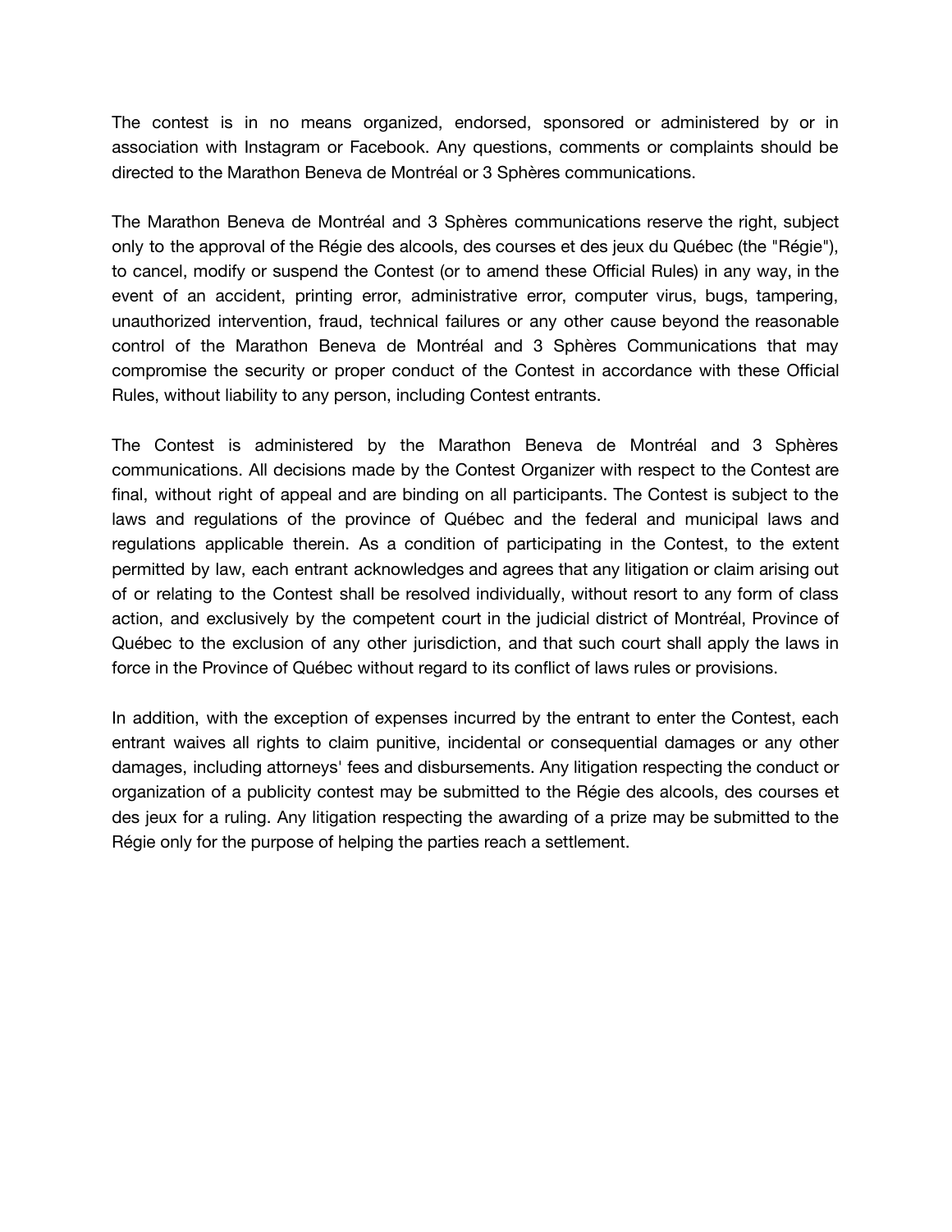The contest is in no means organized, endorsed, sponsored or administered by or in association with Instagram or Facebook. Any questions, comments or complaints should be directed to the Marathon Beneva de Montréal or 3 Sphères communications.

The Marathon Beneva de Montréal and 3 Sphères communications reserve the right, subject only to the approval of the Régie des alcools, des courses et des jeux du Québec (the "Régie"), to cancel, modify or suspend the Contest (or to amend these Official Rules) in any way, in the event of an accident, printing error, administrative error, computer virus, bugs, tampering, unauthorized intervention, fraud, technical failures or any other cause beyond the reasonable control of the Marathon Beneva de Montréal and 3 Sphères Communications that may compromise the security or proper conduct of the Contest in accordance with these Official Rules, without liability to any person, including Contest entrants.

The Contest is administered by the Marathon Beneva de Montréal and 3 Sphères communications. All decisions made by the Contest Organizer with respect to the Contest are final, without right of appeal and are binding on all participants. The Contest is subject to the laws and regulations of the province of Québec and the federal and municipal laws and regulations applicable therein. As a condition of participating in the Contest, to the extent permitted by law, each entrant acknowledges and agrees that any litigation or claim arising out of or relating to the Contest shall be resolved individually, without resort to any form of class action, and exclusively by the competent court in the judicial district of Montréal, Province of Québec to the exclusion of any other jurisdiction, and that such court shall apply the laws in force in the Province of Québec without regard to its conflict of laws rules or provisions.

In addition, with the exception of expenses incurred by the entrant to enter the Contest, each entrant waives all rights to claim punitive, incidental or consequential damages or any other damages, including attorneys' fees and disbursements. Any litigation respecting the conduct or organization of a publicity contest may be submitted to the Régie des alcools, des courses et des jeux for a ruling. Any litigation respecting the awarding of a prize may be submitted to the Régie only for the purpose of helping the parties reach a settlement.